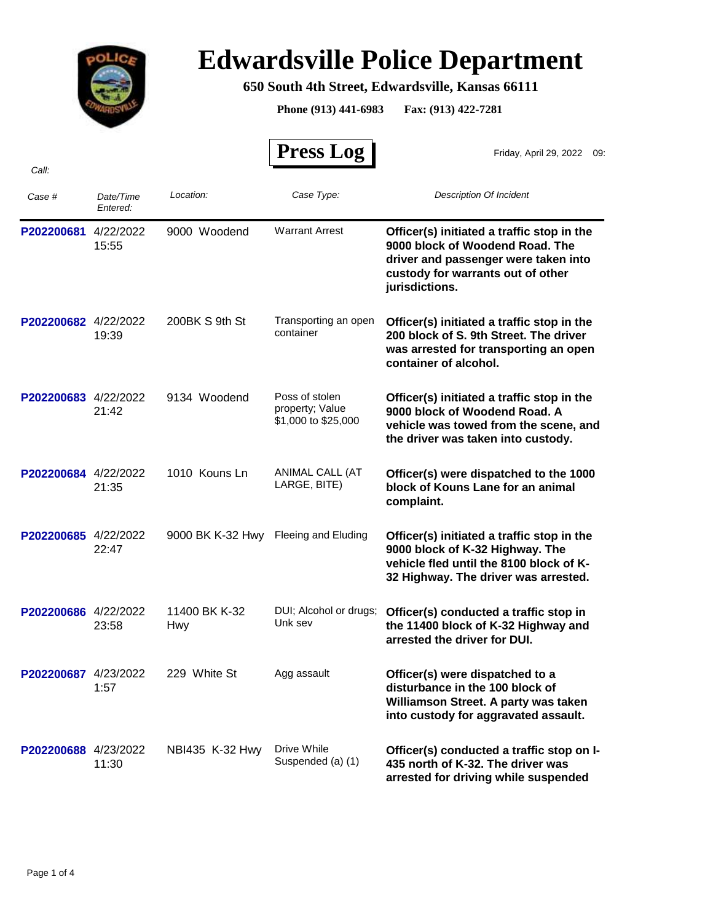# Edwardsville Police Department

**650 South 4th Street, Edwardsville, Kansas 66111**

**Phone (913) 441-6983 Fax: (913) 422-7281**

## Press Log

Friday, April 29, 2022 09:

*Call:*

| *Case #* | *Date/Time Entered:* | *Location:* | *Case Type:* | *Description Of Incident* |
|---|---|---|---|---|
| **P202200681** | 4/22/2022 15:55 | 9000 Woodend | Warrant Arrest | **Officer(s) initiated a traffic stop in the 9000 block of Woodend Road. The driver and passenger were taken into custody for warrants out of other jurisdictions.** |
| **P202200682** | 4/22/2022 19:39 | 200BK S 9th St | Transporting an open container | **Officer(s) initiated a traffic stop in the 200 block of S. 9th Street. The driver was arrested for transporting an open container of alcohol.** |
| **P202200683** | 4/22/2022 21:42 | 9134 Woodend | Poss of stolen property; Value $1,000 to $25,000 | **Officer(s) initiated a traffic stop in the 9000 block of Woodend Road. A vehicle was towed from the scene, and the driver was taken into custody.** |
| **P202200684** | 4/22/2022 21:35 | 1010 Kouns Ln | ANIMAL CALL (AT LARGE, BITE) | **Officer(s) were dispatched to the 1000 block of Kouns Lane for an animal complaint.** |
| **P202200685** | 4/22/2022 22:47 | 9000 BK K-32 Hwy | Fleeing and Eluding | **Officer(s) initiated a traffic stop in the 9000 block of K-32 Highway. The vehicle fled until the 8100 block of K-32 Highway. The driver was arrested.** |
| **P202200686** | 4/22/2022 23:58 | 11400 BK K-32 Hwy | DUI; Alcohol or drugs; Unk sev | **Officer(s) conducted a traffic stop in the 11400 block of K-32 Highway and arrested the driver for DUI.** |
| **P202200687** | 4/23/2022 1:57 | 229 White St | Agg assault | **Officer(s) were dispatched to a disturbance in the 100 block of Williamson Street. A party was taken into custody for aggravated assault.** |
| **P202200688** | 4/23/2022 11:30 | NBI435 K-32 Hwy | Drive While Suspended (a) (1) | **Officer(s) conducted a traffic stop on I-435 north of K-32. The driver was arrested for driving while suspended** |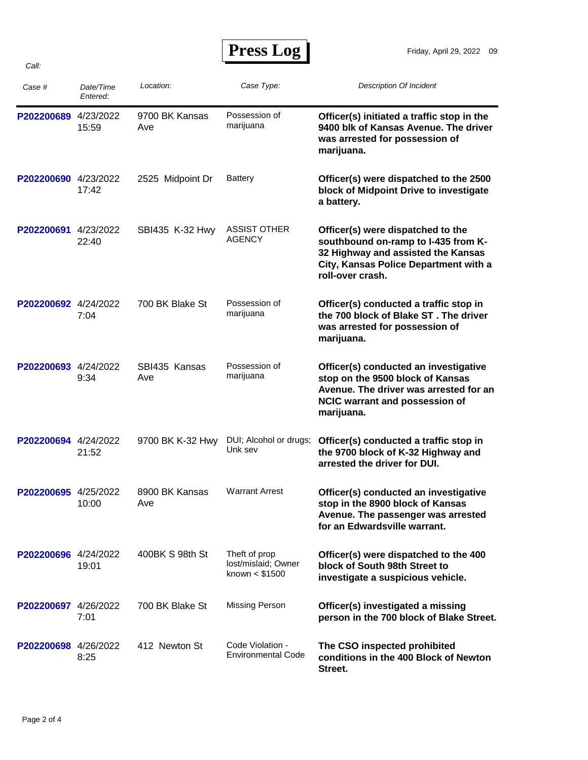# Press Log

Friday, April 29, 2022 09

*Call:*

| Case # | Date/Time Entered: | Location: | Case Type: | Description Of Incident |
|---|---|---|---|---|
| P202200689 | 4/23/2022 15:59 | 9700 BK Kansas Ave | Possession of marijuana | **Officer(s) initiated a traffic stop in the 9400 blk of Kansas Avenue. The driver was arrested for possession of marijuana.** |
| P202200690 | 4/23/2022 17:42 | 2525 Midpoint Dr | Battery | **Officer(s) were dispatched to the 2500 block of Midpoint Drive to investigate a battery.** |
| P202200691 | 4/23/2022 22:40 | SBI435 K-32 Hwy | ASSIST OTHER AGENCY | **Officer(s) were dispatched to the southbound on-ramp to I-435 from K-32 Highway and assisted the Kansas City, Kansas Police Department with a roll-over crash.** |
| P202200692 | 4/24/2022 7:04 | 700 BK Blake St | Possession of marijuana | **Officer(s) conducted a traffic stop in the 700 block of Blake ST . The driver was arrested for possession of marijuana.** |
| P202200693 | 4/24/2022 9:34 | SBI435 Kansas Ave | Possession of marijuana | **Officer(s) conducted an investigative stop on the 9500 block of Kansas Avenue. The driver was arrested for an NCIC warrant and possession of marijuana.** |
| P202200694 | 4/24/2022 21:52 | 9700 BK K-32 Hwy | DUI; Alcohol or drugs; Unk sev | **Officer(s) conducted a traffic stop in the 9700 block of K-32 Highway and arrested the driver for DUI.** |
| P202200695 | 4/25/2022 10:00 | 8900 BK Kansas Ave | Warrant Arrest | **Officer(s) conducted an investigative stop in the 8900 block of Kansas Avenue. The passenger was arrested for an Edwardsville warrant.** |
| P202200696 | 4/24/2022 19:01 | 400BK S 98th St | Theft of prop lost/mislaid; Owner known < $1500 | **Officer(s) were dispatched to the 400 block of South 98th Street to investigate a suspicious vehicle.** |
| P202200697 | 4/26/2022 7:01 | 700 BK Blake St | Missing Person | **Officer(s) investigated a missing person in the 700 block of Blake Street.** |
| P202200698 | 4/26/2022 8:25 | 412 Newton St | Code Violation - Environmental Code | **The CSO inspected prohibited conditions in the 400 Block of Newton Street.** |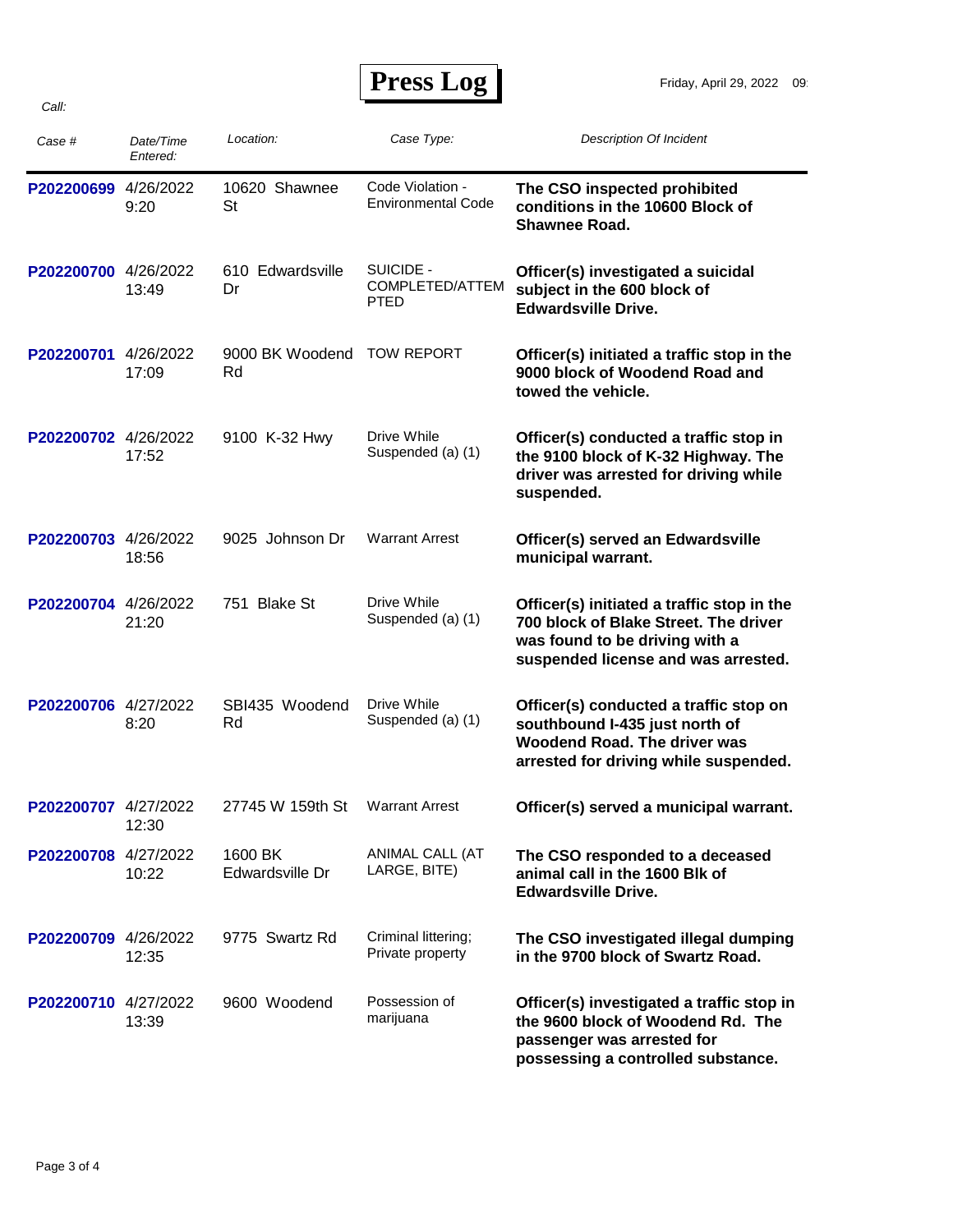# Press Log

Friday, April 29, 2022 09:

*Call:*

| *Case #* | *Date/Time Entered:* | *Location:* | *Case Type:* | *Description Of Incident* |
|---|---|---|---|---|
| P202200699 | 4/26/2022 9:20 | 10620 Shawnee St | Code Violation - Environmental Code | **The CSO inspected prohibited conditions in the 10600 Block of Shawnee Road.** |
| P202200700 | 4/26/2022 13:49 | 610 Edwardsville Dr | SUICIDE - COMPLETED/ATTEMPTED | **Officer(s) investigated a suicidal subject in the 600 block of Edwardsville Drive.** |
| P202200701 | 4/26/2022 17:09 | 9000 BK Woodend Rd | TOW REPORT | **Officer(s) initiated a traffic stop in the 9000 block of Woodend Road and towed the vehicle.** |
| P202200702 | 4/26/2022 17:52 | 9100 K-32 Hwy | Drive While Suspended (a) (1) | **Officer(s) conducted a traffic stop in the 9100 block of K-32 Highway. The driver was arrested for driving while suspended.** |
| P202200703 | 4/26/2022 18:56 | 9025 Johnson Dr | Warrant Arrest | **Officer(s) served an Edwardsville municipal warrant.** |
| P202200704 | 4/26/2022 21:20 | 751 Blake St | Drive While Suspended (a) (1) | **Officer(s) initiated a traffic stop in the 700 block of Blake Street. The driver was found to be driving with a suspended license and was arrested.** |
| P202200706 | 4/27/2022 8:20 | SBI435 Woodend Rd | Drive While Suspended (a) (1) | **Officer(s) conducted a traffic stop on southbound I-435 just north of Woodend Road. The driver was arrested for driving while suspended.** |
| P202200707 | 4/27/2022 12:30 | 27745 W 159th St | Warrant Arrest | **Officer(s) served a municipal warrant.** |
| P202200708 | 4/27/2022 10:22 | 1600 BK Edwardsville Dr | ANIMAL CALL (AT LARGE, BITE) | **The CSO responded to a deceased animal call in the 1600 Blk of Edwardsville Drive.** |
| P202200709 | 4/26/2022 12:35 | 9775 Swartz Rd | Criminal littering; Private property | **The CSO investigated illegal dumping in the 9700 block of Swartz Road.** |
| P202200710 | 4/27/2022 13:39 | 9600 Woodend | Possession of marijuana | **Officer(s) investigated a traffic stop in the 9600 block of Woodend Rd. The passenger was arrested for possessing a controlled substance.** |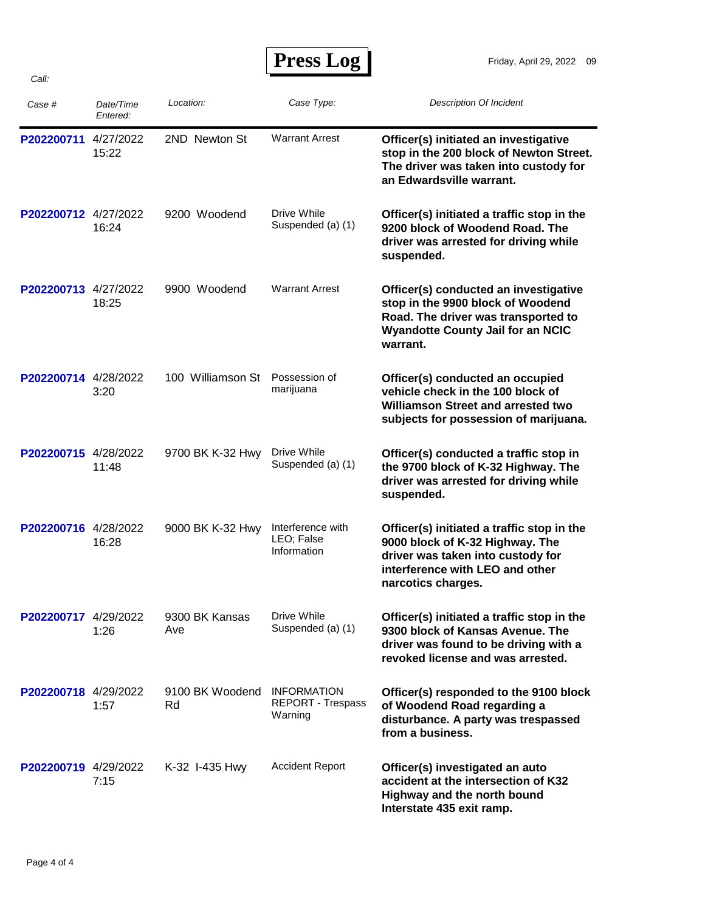# Press Log

Friday, April 29, 2022 09:

*Call:*

| *Case #* | *Date/Time Entered:* | *Location:* | *Case Type:* | *Description Of Incident* |
|---|---|---|---|---|
| P202200711 | 4/27/2022 15:22 | 2ND Newton St | Warrant Arrest | **Officer(s) initiated an investigative stop in the 200 block of Newton Street. The driver was taken into custody for an Edwardsville warrant.** |
| P202200712 | 4/27/2022 16:24 | 9200 Woodend | Drive While Suspended (a) (1) | **Officer(s) initiated a traffic stop in the 9200 block of Woodend Road. The driver was arrested for driving while suspended.** |
| P202200713 | 4/27/2022 18:25 | 9900 Woodend | Warrant Arrest | **Officer(s) conducted an investigative stop in the 9900 block of Woodend Road. The driver was transported to Wyandotte County Jail for an NCIC warrant.** |
| P202200714 | 4/28/2022 3:20 | 100 Williamson St | Possession of marijuana | **Officer(s) conducted an occupied vehicle check in the 100 block of Williamson Street and arrested two subjects for possession of marijuana.** |
| P202200715 | 4/28/2022 11:48 | 9700 BK K-32 Hwy | Drive While Suspended (a) (1) | **Officer(s) conducted a traffic stop in the 9700 block of K-32 Highway. The driver was arrested for driving while suspended.** |
| P202200716 | 4/28/2022 16:28 | 9000 BK K-32 Hwy | Interference with LEO; False Information | **Officer(s) initiated a traffic stop in the 9000 block of K-32 Highway. The driver was taken into custody for interference with LEO and other narcotics charges.** |
| P202200717 | 4/29/2022 1:26 | 9300 BK Kansas Ave | Drive While Suspended (a) (1) | **Officer(s) initiated a traffic stop in the 9300 block of Kansas Avenue. The driver was found to be driving with a revoked license and was arrested.** |
| P202200718 | 4/29/2022 1:57 | 9100 BK Woodend Rd | INFORMATION REPORT - Trespass Warning | **Officer(s) responded to the 9100 block of Woodend Road regarding a disturbance. A party was trespassed from a business.** |
| P202200719 | 4/29/2022 7:15 | K-32 I-435 Hwy | Accident Report | **Officer(s) investigated an auto accident at the intersection of K32 Highway and the north bound Interstate 435 exit ramp.** |